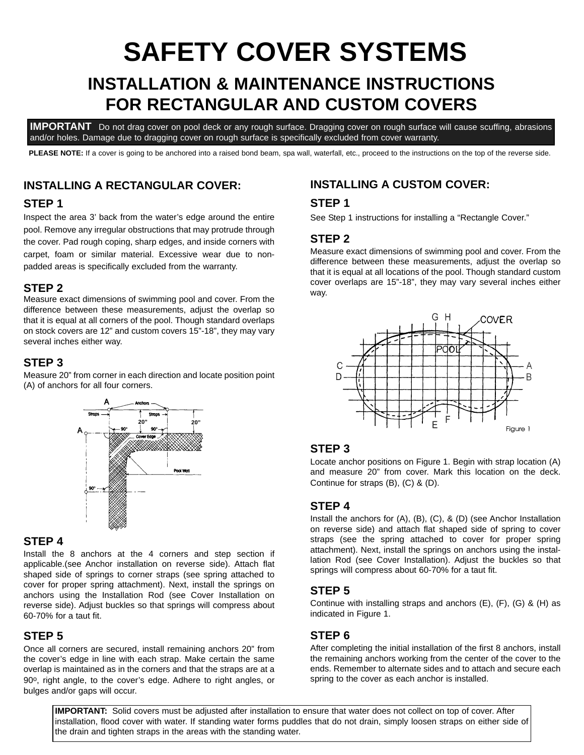# SAFETY COVER SYSTEMS

## INSTALLATION & MAINTENANCE INSTRUCTIONS FOR RECTANGULAR AND CUSTOM COVERS

**IMPORTANT** Do not drag cover on pool deck or any rough surface. Dragging cover on rough surface will cause scuffing, abrasions and/or holes. Damage due to dragging cover on rough surface is specifically excluded from cover warranty.

**PLEASE NOTE:** If a cover is going to be anchored into a raised bond beam, spa wall, waterfall, etc., proceed to the instructions on the top of the reverse side.

### INSTALLING A RECTANGULAR COVER:

#### STEP 1

Inspect the area 3' back from the water's edge around the entire pool. Remove any irregular obstructions that may protrude through the cover. Pad rough coping, sharp edges, and inside corners with carpet, foam or similar material. Excessive wear due to non-padded areas is specifically excluded from the warranty.

#### STEP 2

Measure exact dimensions of swimming pool and cover. From the difference between these measurements, adjust the overlap so that it is equal at all corners of the pool. Though standard overlaps on stock covers are 12" and custom covers 15"-18", they may vary several inches either way.

#### STEP 3

Measure 20" from corner in each direction and locate position point (A) of anchors for all four corners.

#### STEP 4

Install the 8 anchors at the 4 corners and step section if applicable.(see Anchor installation on reverse side). Attach flat shaped side of springs to corner straps (see spring attached to cover for proper spring attachment). Next, install the springs on anchors using the Installation Rod (see Cover Installation on reverse side). Adjust buckles so that springs will compress about 60-70% for a taut fit.

#### STEP 5

Once all corners are secured, install remaining anchors 20" from the cover's edge in line with each strap. Make certain the same overlap is maintained as in the corners and that the straps are at a 90°, right angle, to the cover's edge. Adhere to right angles, or bulges and/or gaps will occur.

### INSTALLING A CUSTOM COVER:

#### STEP 1

See Step 1 instructions for installing a "Rectangle Cover."

#### STEP 2

Measure exact dimensions of swimming pool and cover. From the difference between these measurements, adjust the overlap so that it is equal at all locations of the pool. Though standard custom cover overlaps are 15"-18", they may vary several inches either way.

Figure 1

#### STEP 3

Locate anchor positions on Figure 1. Begin with strap location (A) and measure 20" from cover. Mark this location on the deck. Continue for straps (B), (C) & (D).

#### STEP 4

Install the anchors for (A), (B), (C), & (D) (see Anchor Installation on reverse side) and attach flat shaped side of spring to cover straps (see the spring attached to cover for proper spring attachment). Next, install the springs on anchors using the installation Rod (see Cover Installation). Adjust the buckles so that springs will compress about 60-70% for a taut fit.

#### STEP 5

Continue with installing straps and anchors (E), (F), (G) & (H) as indicated in Figure 1.

#### STEP 6

After completing the initial installation of the first 8 anchors, install the remaining anchors working from the center of the cover to the ends. Remember to alternate sides and to attach and secure each spring to the cover as each anchor is installed.

**IMPORTANT:** Solid covers must be adjusted after installation to ensure that water does not collect on top of cover. After installation, flood cover with water. If standing water forms puddles that do not drain, simply loosen straps on either side of the drain and tighten straps in the areas with the standing water.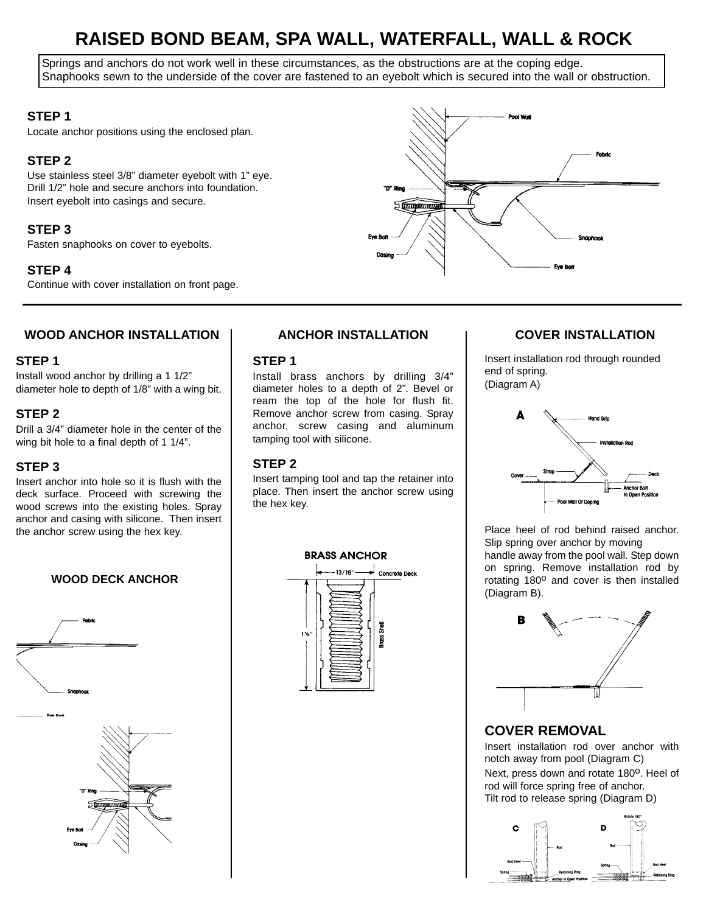# RAISED BOND BEAM, SPA WALL, WATERFALL, WALL & ROCK

Springs and anchors do not work well in these circumstances, as the obstructions are at the coping edge. Snaphooks sewn to the underside of the cover are fastened to an eyebolt which is secured into the wall or obstruction.

### STEP 1

Locate anchor positions using the enclosed plan.

### STEP 2

Use stainless steel 3/8" diameter eyebolt with 1" eye. Drill 1/2" hole and secure anchors into foundation. Insert eyebolt into casings and secure.

### STEP 3

Fasten snaphooks on cover to eyebolts.

### STEP 4

Continue with cover installation on front page.

Pool Wall
Fabric
"D" Ring
Snaphook
Eye Bolt
Casing
Eye Bolt

## WOOD ANCHOR INSTALLATION

### STEP 1

Install wood anchor by drilling a 1 1/2" diameter hole to depth of 1/8" with a wing bit.

### STEP 2

Drill a 3/4" diameter hole in the center of the wing bit hole to a final depth of 1 1/4".

### STEP 3

Insert anchor into hole so it is flush with the deck surface. Proceed with screwing the wood screws into the existing holes. Spray anchor and casing with silicone. Then insert the anchor screw using the hex key.

**WOOD DECK ANCHOR**

Fabric
Snaphook
Eye Bolt
"D" Ring
Eye Bolt
Casing

## ANCHOR INSTALLATION

### STEP 1

Install brass anchors by drilling 3/4" diameter holes to a depth of 2". Bevel or ream the top of the hole for flush fit. Remove anchor screw from casing. Spray anchor, screw casing and aluminum tamping tool with silicone.

### STEP 2

Insert tamping tool and tap the retainer into place. Then insert the anchor screw using the hex key.

**BRASS ANCHOR**

13/16"
Concrete Deck
1⅞"
Brass Shell

## COVER INSTALLATION

Insert installation rod through rounded end of spring.
(Diagram A)

**A**
Hand Grip
Installation Rod
Strap
Cover
Deck
Anchor Bolt In Open Position
Pool Wall Or Coping

Place heel of rod behind raised anchor. Slip spring over anchor by moving handle away from the pool wall. Step down on spring. Remove installation rod by rotating 180° and cover is then installed (Diagram B).

**B**

## COVER REMOVAL

Insert installation rod over anchor with notch away from pool (Diagram C)

Next, press down and rotate 180°. Heel of rod will force spring free of anchor.
Tilt rod to release spring (Diagram D)

**C**
Rod
Rod Heel
Spring
Retaining Ring
Anchor In Open Position

**D**
Rotate 180°
Rod
Spring
Rod Heel
Retaining Ring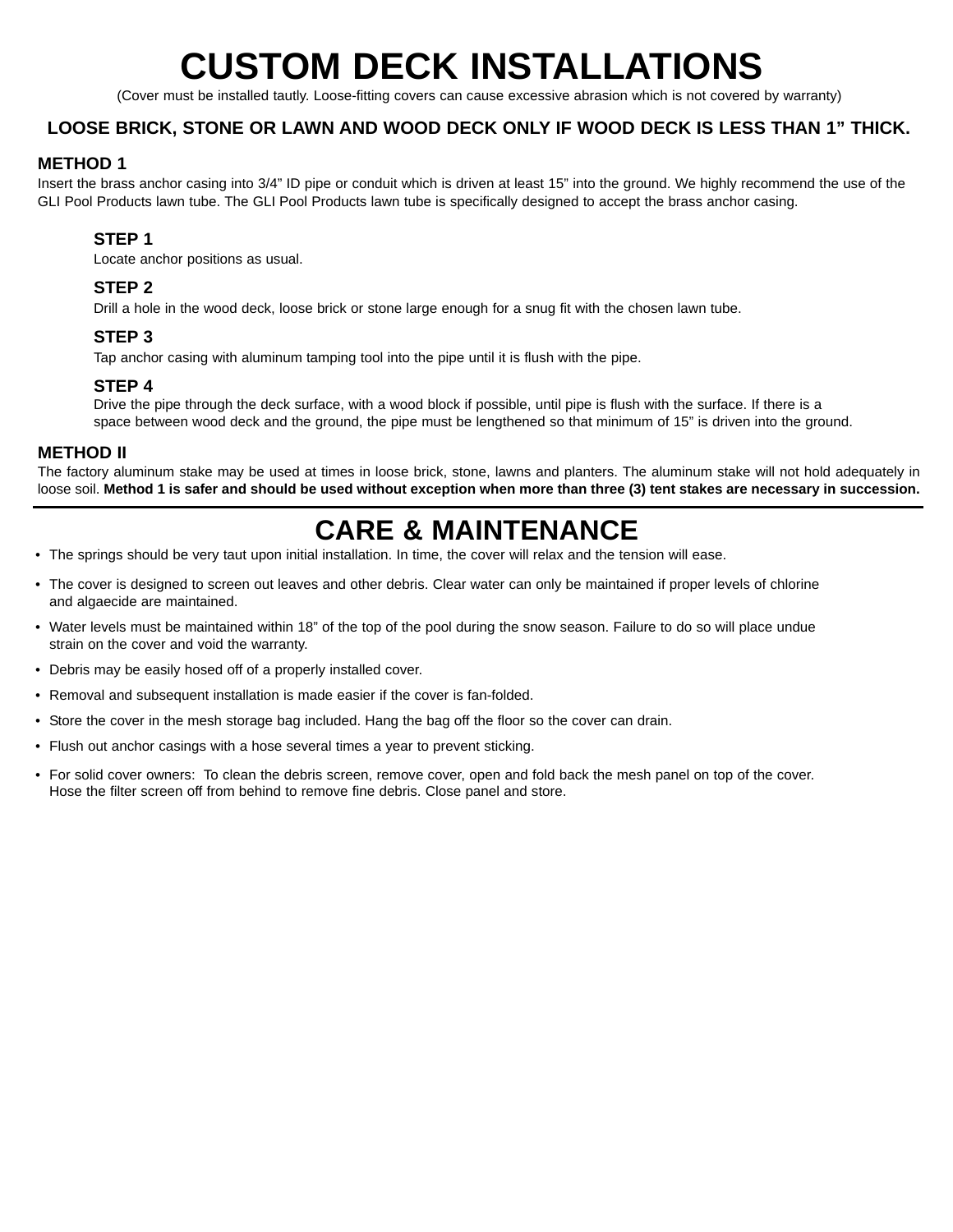# CUSTOM DECK INSTALLATIONS

(Cover must be installed tautly. Loose-fitting covers can cause excessive abrasion which is not covered by warranty)

## LOOSE BRICK, STONE OR LAWN AND WOOD DECK ONLY IF WOOD DECK IS LESS THAN 1” THICK.

### METHOD 1

Insert the brass anchor casing into 3/4” ID pipe or conduit which is driven at least 15” into the ground. We highly recommend the use of the GLI Pool Products lawn tube. The GLI Pool Products lawn tube is specifically designed to accept the brass anchor casing.

**STEP 1**
Locate anchor positions as usual.

**STEP 2**
Drill a hole in the wood deck, loose brick or stone large enough for a snug fit with the chosen lawn tube.

**STEP 3**
Tap anchor casing with aluminum tamping tool into the pipe until it is flush with the pipe.

**STEP 4**
Drive the pipe through the deck surface, with a wood block if possible, until pipe is flush with the surface. If there is a space between wood deck and the ground, the pipe must be lengthened so that minimum of 15” is driven into the ground.

### METHOD II

The factory aluminum stake may be used at times in loose brick, stone, lawns and planters. The aluminum stake will not hold adequately in loose soil. **Method 1 is safer and should be used without exception when more than three (3) tent stakes are necessary in succession.**

---

# CARE & MAINTENANCE

- The springs should be very taut upon initial installation. In time, the cover will relax and the tension will ease.
- The cover is designed to screen out leaves and other debris. Clear water can only be maintained if proper levels of chlorine and algaecide are maintained.
- Water levels must be maintained within 18” of the top of the pool during the snow season. Failure to do so will place undue strain on the cover and void the warranty.
- Debris may be easily hosed off of a properly installed cover.
- Removal and subsequent installation is made easier if the cover is fan-folded.
- Store the cover in the mesh storage bag included. Hang the bag off the floor so the cover can drain.
- Flush out anchor casings with a hose several times a year to prevent sticking.
- For solid cover owners: To clean the debris screen, remove cover, open and fold back the mesh panel on top of the cover. Hose the filter screen off from behind to remove fine debris. Close panel and store.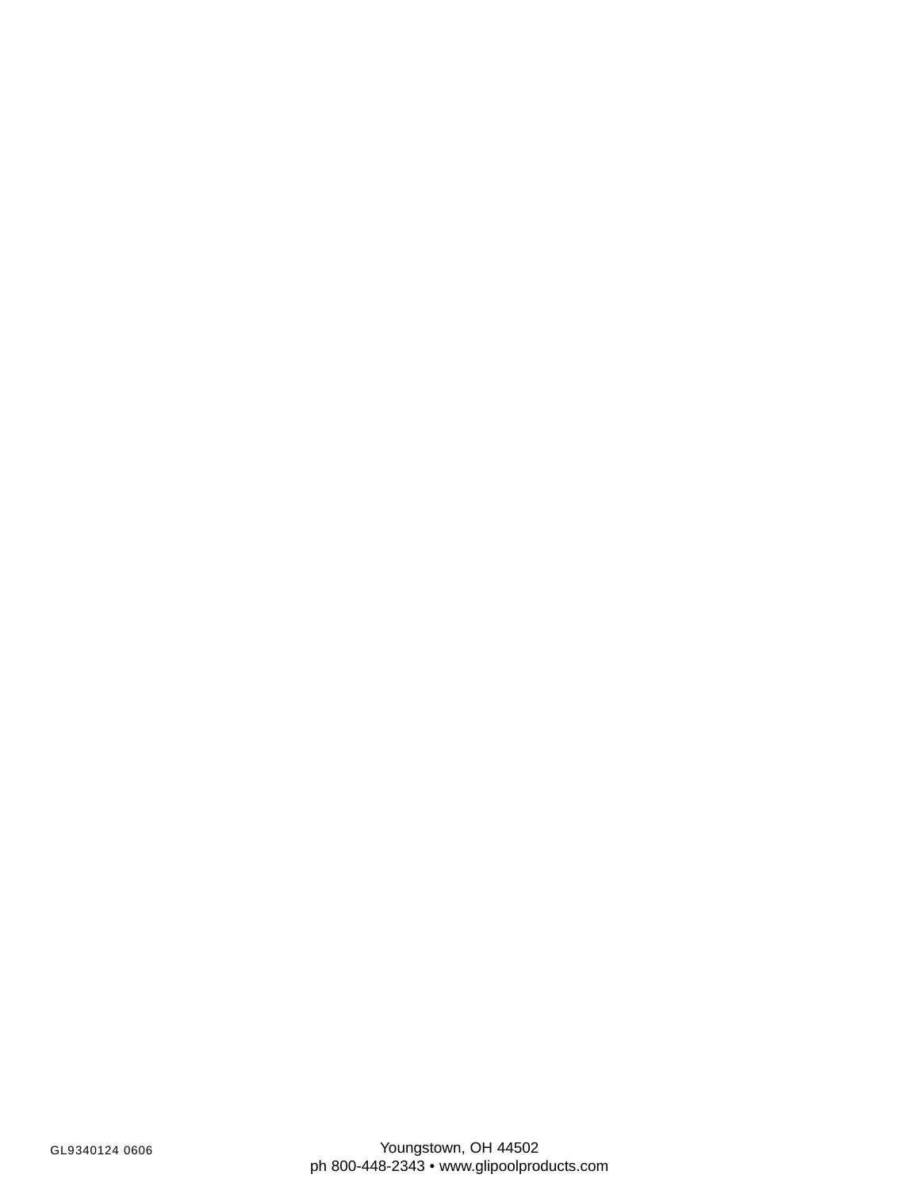GL9340124 0606

Youngstown, OH 44502
ph 800-448-2343 • www.glipoolproducts.com